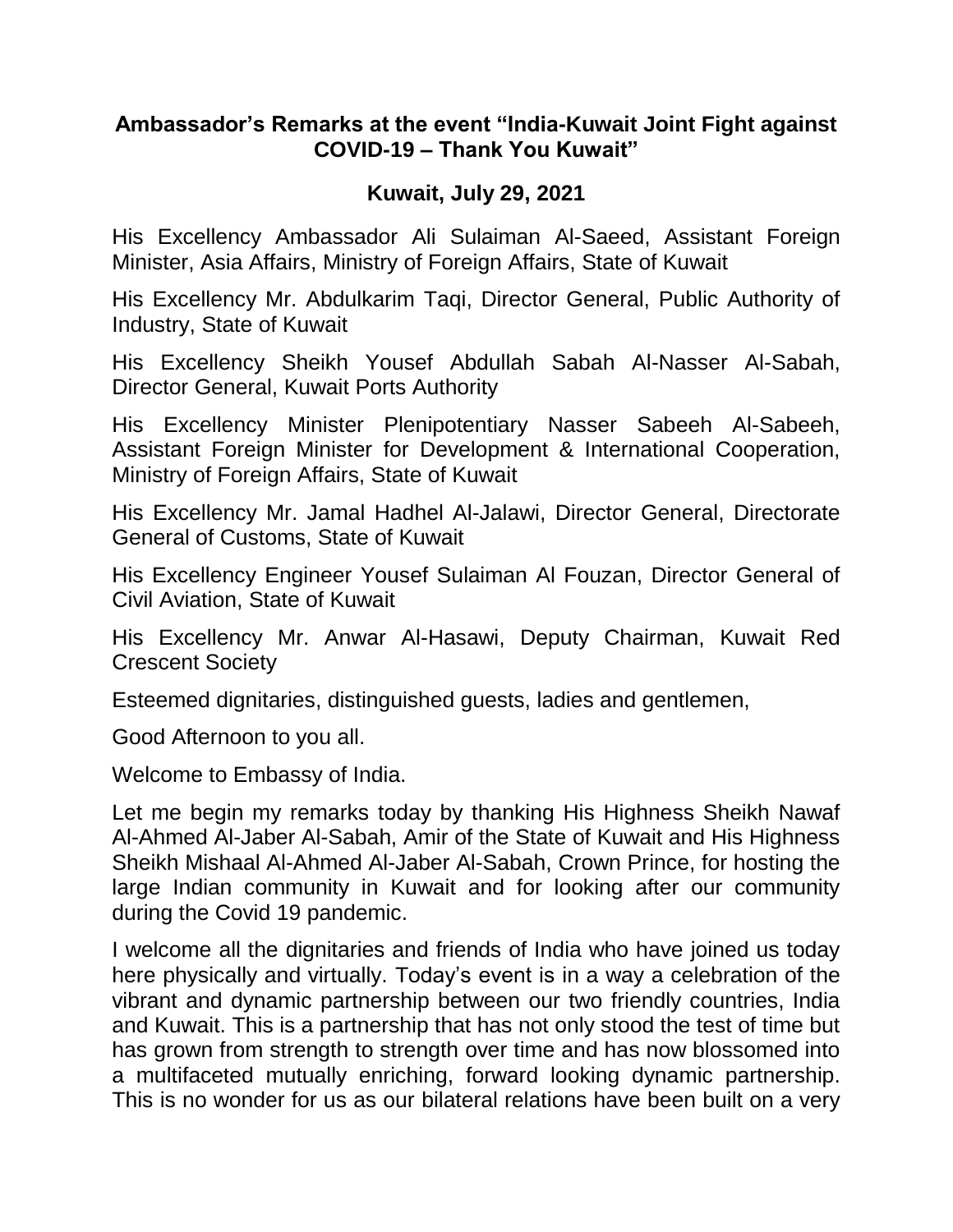## Ambassador's Remarks at the event "India-Kuwait Joint Fight against COVID-19 – Thank You Kuwait"

### Kuwait, July 29, 2021

His Excellency Ambassador Ali Sulaiman Al-Saeed, Assistant Foreign Minister, Asia Affairs, Ministry of Foreign Affairs, State of Kuwait

His Excellency Mr. Abdulkarim Taqi, Director General, Public Authority of Industry, State of Kuwait

His Excellency Sheikh Yousef Abdullah Sabah Al-Nasser Al-Sabah, Director General, Kuwait Ports Authority

His Excellency Minister Plenipotentiary Nasser Sabeeh Al-Sabeeh, Assistant Foreign Minister for Development & International Cooperation, Ministry of Foreign Affairs, State of Kuwait

His Excellency Mr. Jamal Hadhel Al-Jalawi, Director General, Directorate General of Customs, State of Kuwait

His Excellency Engineer Yousef Sulaiman Al Fouzan, Director General of Civil Aviation, State of Kuwait

His Excellency Mr. Anwar Al-Hasawi, Deputy Chairman, Kuwait Red Crescent Society

Esteemed dignitaries, distinguished guests, ladies and gentlemen,

Good Afternoon to you all.

Welcome to Embassy of India.

Let me begin my remarks today by thanking His Highness Sheikh Nawaf Al-Ahmed Al-Jaber Al-Sabah, Amir of the State of Kuwait and His Highness Sheikh Mishaal Al-Ahmed Al-Jaber Al-Sabah, Crown Prince, for hosting the large Indian community in Kuwait and for looking after our community during the Covid 19 pandemic.

I welcome all the dignitaries and friends of India who have joined us today here physically and virtually. Today's event is in a way a celebration of the vibrant and dynamic partnership between our two friendly countries, India and Kuwait. This is a partnership that has not only stood the test of time but has grown from strength to strength over time and has now blossomed into a multifaceted mutually enriching, forward looking dynamic partnership. This is no wonder for us as our bilateral relations have been built on a very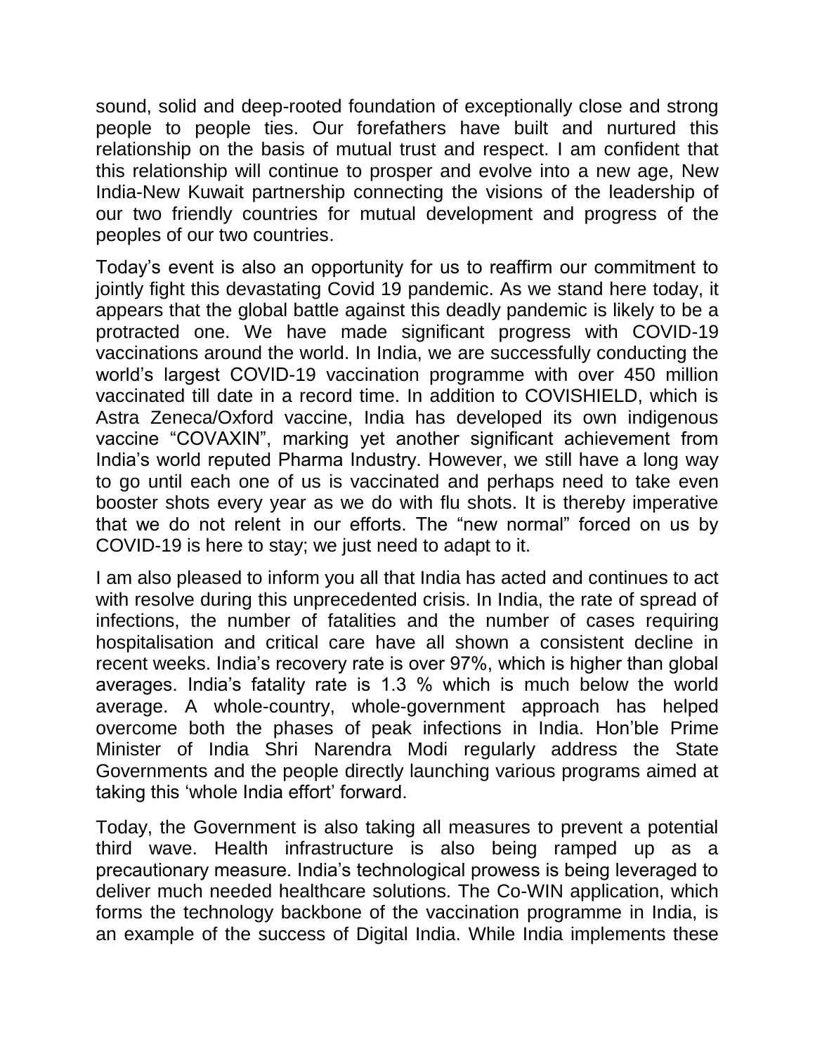sound, solid and deep-rooted foundation of exceptionally close and strong people to people ties. Our forefathers have built and nurtured this relationship on the basis of mutual trust and respect. I am confident that this relationship will continue to prosper and evolve into a new age, New India-New Kuwait partnership connecting the visions of the leadership of our two friendly countries for mutual development and progress of the peoples of our two countries.

Today's event is also an opportunity for us to reaffirm our commitment to jointly fight this devastating Covid 19 pandemic. As we stand here today, it appears that the global battle against this deadly pandemic is likely to be a protracted one. We have made significant progress with COVID-19 vaccinations around the world. In India, we are successfully conducting the world's largest COVID-19 vaccination programme with over 450 million vaccinated till date in a record time. In addition to COVISHIELD, which is Astra Zeneca/Oxford vaccine, India has developed its own indigenous vaccine "COVAXIN", marking yet another significant achievement from India's world reputed Pharma Industry. However, we still have a long way to go until each one of us is vaccinated and perhaps need to take even booster shots every year as we do with flu shots. It is thereby imperative that we do not relent in our efforts. The "new normal" forced on us by COVID-19 is here to stay; we just need to adapt to it.

I am also pleased to inform you all that India has acted and continues to act with resolve during this unprecedented crisis. In India, the rate of spread of infections, the number of fatalities and the number of cases requiring hospitalisation and critical care have all shown a consistent decline in recent weeks. India's recovery rate is over 97%, which is higher than global averages. India's fatality rate is 1.3 % which is much below the world average. A whole-country, whole-government approach has helped overcome both the phases of peak infections in India. Hon'ble Prime Minister of India Shri Narendra Modi regularly address the State Governments and the people directly launching various programs aimed at taking this 'whole India effort' forward.

Today, the Government is also taking all measures to prevent a potential third wave. Health infrastructure is also being ramped up as a precautionary measure. India's technological prowess is being leveraged to deliver much needed healthcare solutions. The Co-WIN application, which forms the technology backbone of the vaccination programme in India, is an example of the success of Digital India. While India implements these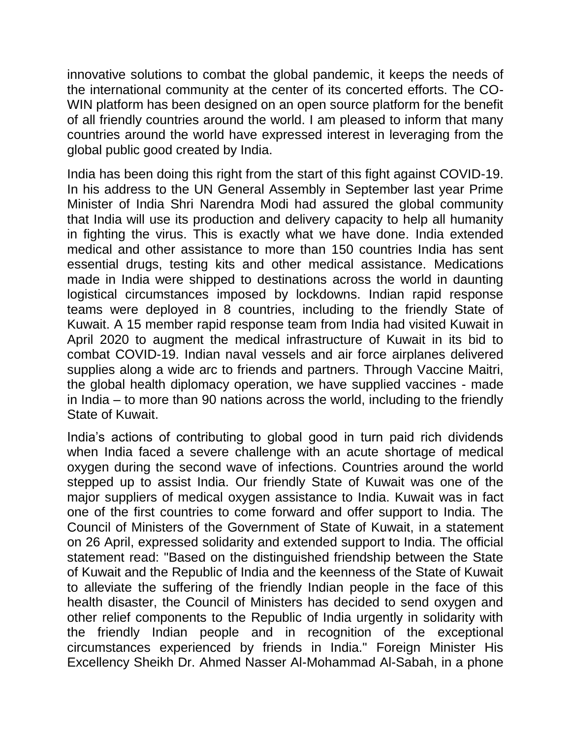innovative solutions to combat the global pandemic, it keeps the needs of the international community at the center of its concerted efforts. The CO-WIN platform has been designed on an open source platform for the benefit of all friendly countries around the world. I am pleased to inform that many countries around the world have expressed interest in leveraging from the global public good created by India.

India has been doing this right from the start of this fight against COVID-19. In his address to the UN General Assembly in September last year Prime Minister of India Shri Narendra Modi had assured the global community that India will use its production and delivery capacity to help all humanity in fighting the virus. This is exactly what we have done. India extended medical and other assistance to more than 150 countries India has sent essential drugs, testing kits and other medical assistance. Medications made in India were shipped to destinations across the world in daunting logistical circumstances imposed by lockdowns. Indian rapid response teams were deployed in 8 countries, including to the friendly State of Kuwait. A 15 member rapid response team from India had visited Kuwait in April 2020 to augment the medical infrastructure of Kuwait in its bid to combat COVID-19. Indian naval vessels and air force airplanes delivered supplies along a wide arc to friends and partners. Through Vaccine Maitri, the global health diplomacy operation, we have supplied vaccines - made in India – to more than 90 nations across the world, including to the friendly State of Kuwait.

India's actions of contributing to global good in turn paid rich dividends when India faced a severe challenge with an acute shortage of medical oxygen during the second wave of infections. Countries around the world stepped up to assist India. Our friendly State of Kuwait was one of the major suppliers of medical oxygen assistance to India. Kuwait was in fact one of the first countries to come forward and offer support to India. The Council of Ministers of the Government of State of Kuwait, in a statement on 26 April, expressed solidarity and extended support to India. The official statement read: "Based on the distinguished friendship between the State of Kuwait and the Republic of India and the keenness of the State of Kuwait to alleviate the suffering of the friendly Indian people in the face of this health disaster, the Council of Ministers has decided to send oxygen and other relief components to the Republic of India urgently in solidarity with the friendly Indian people and in recognition of the exceptional circumstances experienced by friends in India." Foreign Minister His Excellency Sheikh Dr. Ahmed Nasser Al-Mohammad Al-Sabah, in a phone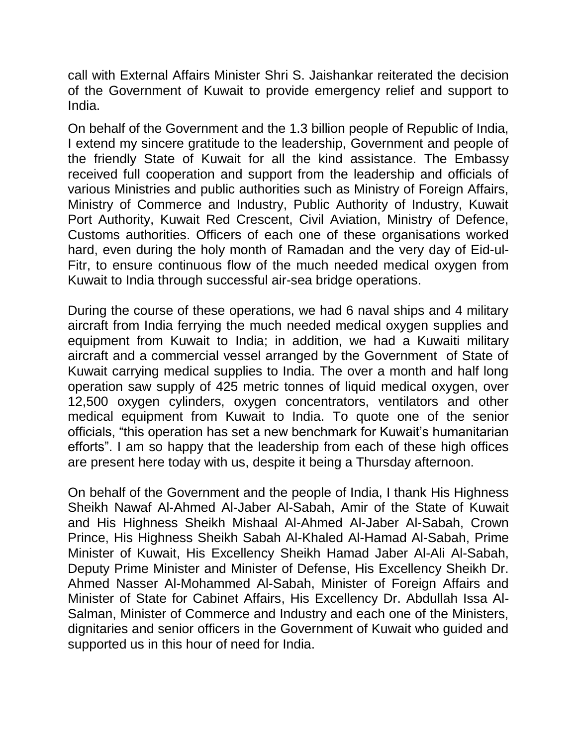call with External Affairs Minister Shri S. Jaishankar reiterated the decision of the Government of Kuwait to provide emergency relief and support to India.

On behalf of the Government and the 1.3 billion people of Republic of India, I extend my sincere gratitude to the leadership, Government and people of the friendly State of Kuwait for all the kind assistance. The Embassy received full cooperation and support from the leadership and officials of various Ministries and public authorities such as Ministry of Foreign Affairs, Ministry of Commerce and Industry, Public Authority of Industry, Kuwait Port Authority, Kuwait Red Crescent, Civil Aviation, Ministry of Defence, Customs authorities. Officers of each one of these organisations worked hard, even during the holy month of Ramadan and the very day of Eid-ul-Fitr, to ensure continuous flow of the much needed medical oxygen from Kuwait to India through successful air-sea bridge operations.

During the course of these operations, we had 6 naval ships and 4 military aircraft from India ferrying the much needed medical oxygen supplies and equipment from Kuwait to India; in addition, we had a Kuwaiti military aircraft and a commercial vessel arranged by the Government of State of Kuwait carrying medical supplies to India. The over a month and half long operation saw supply of 425 metric tonnes of liquid medical oxygen, over 12,500 oxygen cylinders, oxygen concentrators, ventilators and other medical equipment from Kuwait to India. To quote one of the senior officials, "this operation has set a new benchmark for Kuwait's humanitarian efforts". I am so happy that the leadership from each of these high offices are present here today with us, despite it being a Thursday afternoon.

On behalf of the Government and the people of India, I thank His Highness Sheikh Nawaf Al-Ahmed Al-Jaber Al-Sabah, Amir of the State of Kuwait and His Highness Sheikh Mishaal Al-Ahmed Al-Jaber Al-Sabah, Crown Prince, His Highness Sheikh Sabah Al-Khaled Al-Hamad Al-Sabah, Prime Minister of Kuwait, His Excellency Sheikh Hamad Jaber Al-Ali Al-Sabah, Deputy Prime Minister and Minister of Defense, His Excellency Sheikh Dr. Ahmed Nasser Al-Mohammed Al-Sabah, Minister of Foreign Affairs and Minister of State for Cabinet Affairs, His Excellency Dr. Abdullah Issa Al-Salman, Minister of Commerce and Industry and each one of the Ministers, dignitaries and senior officers in the Government of Kuwait who guided and supported us in this hour of need for India.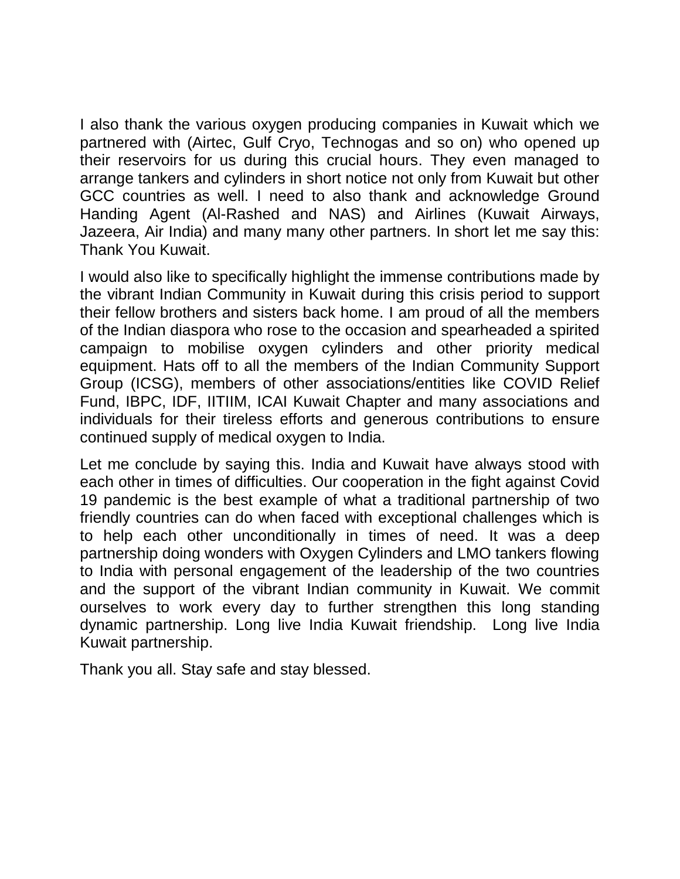I also thank the various oxygen producing companies in Kuwait which we partnered with (Airtec, Gulf Cryo, Technogas and so on) who opened up their reservoirs for us during this crucial hours. They even managed to arrange tankers and cylinders in short notice not only from Kuwait but other GCC countries as well. I need to also thank and acknowledge Ground Handing Agent (Al-Rashed and NAS) and Airlines (Kuwait Airways, Jazeera, Air India) and many many other partners. In short let me say this: Thank You Kuwait.

I would also like to specifically highlight the immense contributions made by the vibrant Indian Community in Kuwait during this crisis period to support their fellow brothers and sisters back home. I am proud of all the members of the Indian diaspora who rose to the occasion and spearheaded a spirited campaign to mobilise oxygen cylinders and other priority medical equipment. Hats off to all the members of the Indian Community Support Group (ICSG), members of other associations/entities like COVID Relief Fund, IBPC, IDF, IITIIM, ICAI Kuwait Chapter and many associations and individuals for their tireless efforts and generous contributions to ensure continued supply of medical oxygen to India.

Let me conclude by saying this. India and Kuwait have always stood with each other in times of difficulties. Our cooperation in the fight against Covid 19 pandemic is the best example of what a traditional partnership of two friendly countries can do when faced with exceptional challenges which is to help each other unconditionally in times of need. It was a deep partnership doing wonders with Oxygen Cylinders and LMO tankers flowing to India with personal engagement of the leadership of the two countries and the support of the vibrant Indian community in Kuwait. We commit ourselves to work every day to further strengthen this long standing dynamic partnership. Long live India Kuwait friendship. Long live India Kuwait partnership.

Thank you all. Stay safe and stay blessed.